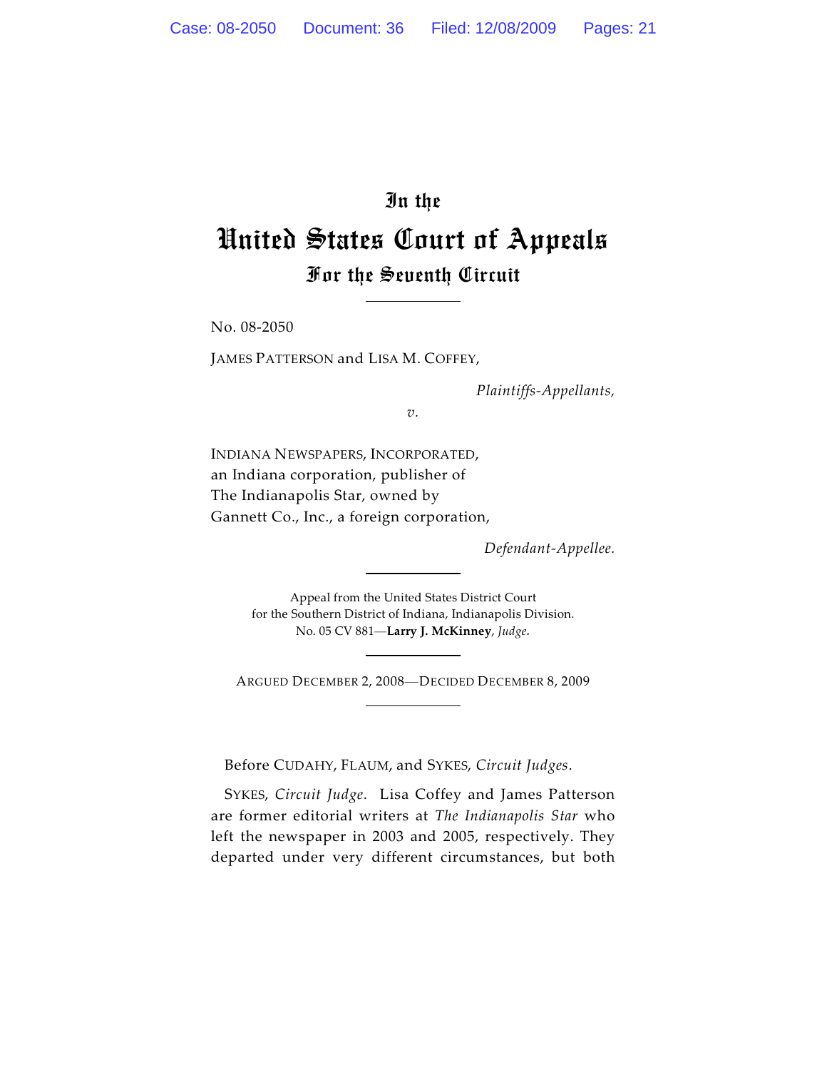# In the
# United States Court of Appeals
## For the Seventh Circuit

No. 08-2050

JAMES PATTERSON and LISA M. COFFEY,

*Plaintiffs-Appellants,*

*v.*

INDIANA NEWSPAPERS, INCORPORATED, an Indiana corporation, publisher of The Indianapolis Star, owned by Gannett Co., Inc., a foreign corporation,

*Defendant-Appellee.*

Appeal from the United States District Court for the Southern District of Indiana, Indianapolis Division.
No. 05 CV 881—**Larry J. McKinney**, *Judge*.

ARGUED DECEMBER 2, 2008—DECIDED DECEMBER 8, 2009

Before CUDAHY, FLAUM, and SYKES, *Circuit Judges*.

SYKES, *Circuit Judge*. Lisa Coffey and James Patterson are former editorial writers at *The Indianapolis Star* who left the newspaper in 2003 and 2005, respectively. They departed under very different circumstances, but both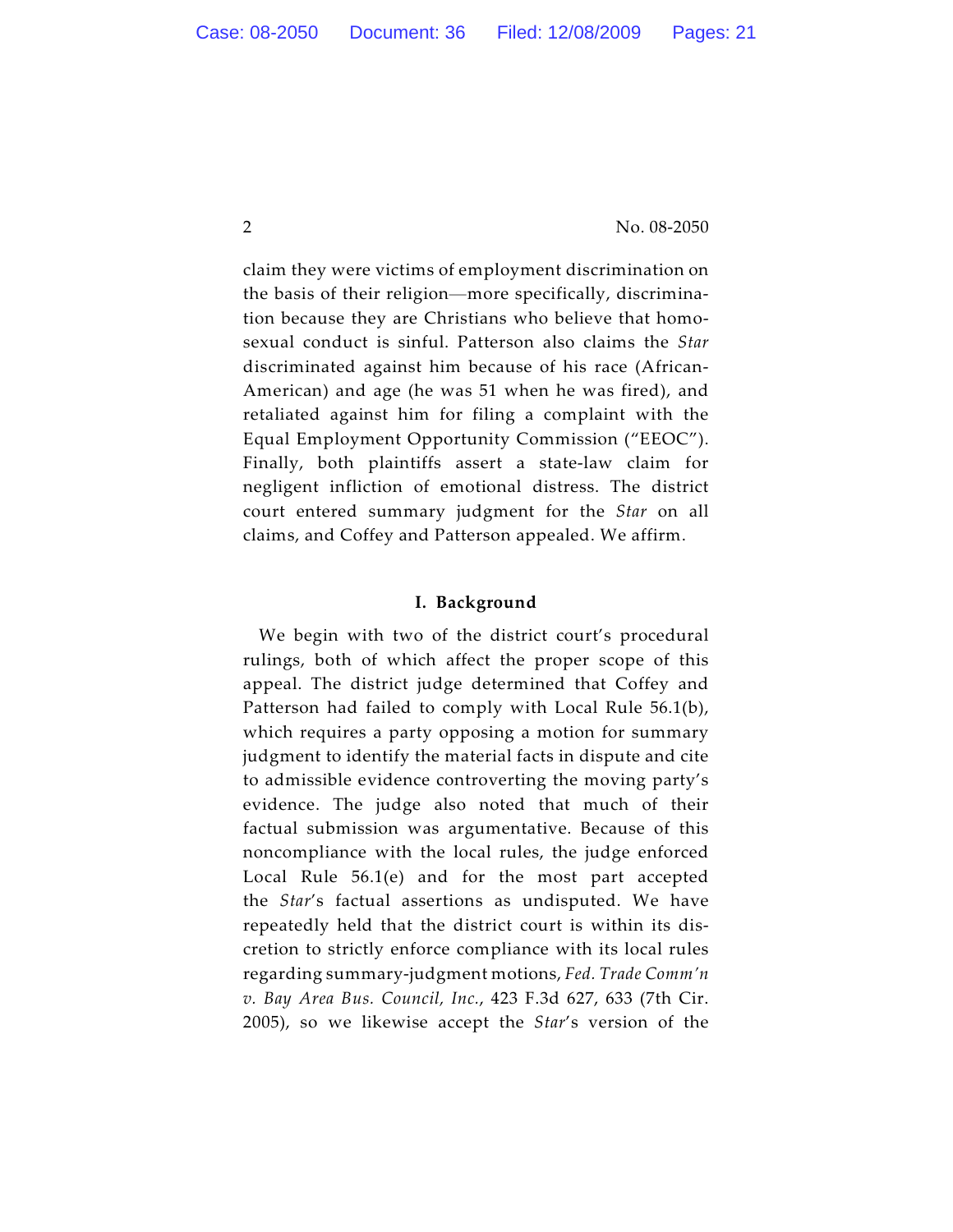claim they were victims of employment discrimination on the basis of their religion—more specifically, discrimination because they are Christians who believe that homosexual conduct is sinful. Patterson also claims the *Star* discriminated against him because of his race (African-American) and age (he was 51 when he was fired), and retaliated against him for filing a complaint with the Equal Employment Opportunity Commission ("EEOC"). Finally, both plaintiffs assert a state-law claim for negligent infliction of emotional distress. The district court entered summary judgment for the *Star* on all claims, and Coffey and Patterson appealed. We affirm.

**I. Background**

We begin with two of the district court's procedural rulings, both of which affect the proper scope of this appeal. The district judge determined that Coffey and Patterson had failed to comply with Local Rule 56.1(b), which requires a party opposing a motion for summary judgment to identify the material facts in dispute and cite to admissible evidence controverting the moving party's evidence. The judge also noted that much of their factual submission was argumentative. Because of this noncompliance with the local rules, the judge enforced Local Rule 56.1(e) and for the most part accepted the *Star*'s factual assertions as undisputed. We have repeatedly held that the district court is within its discretion to strictly enforce compliance with its local rules regarding summary-judgment motions, *Fed. Trade Comm'n v. Bay Area Bus. Council, Inc.*, 423 F.3d 627, 633 (7th Cir. 2005), so we likewise accept the *Star*'s version of the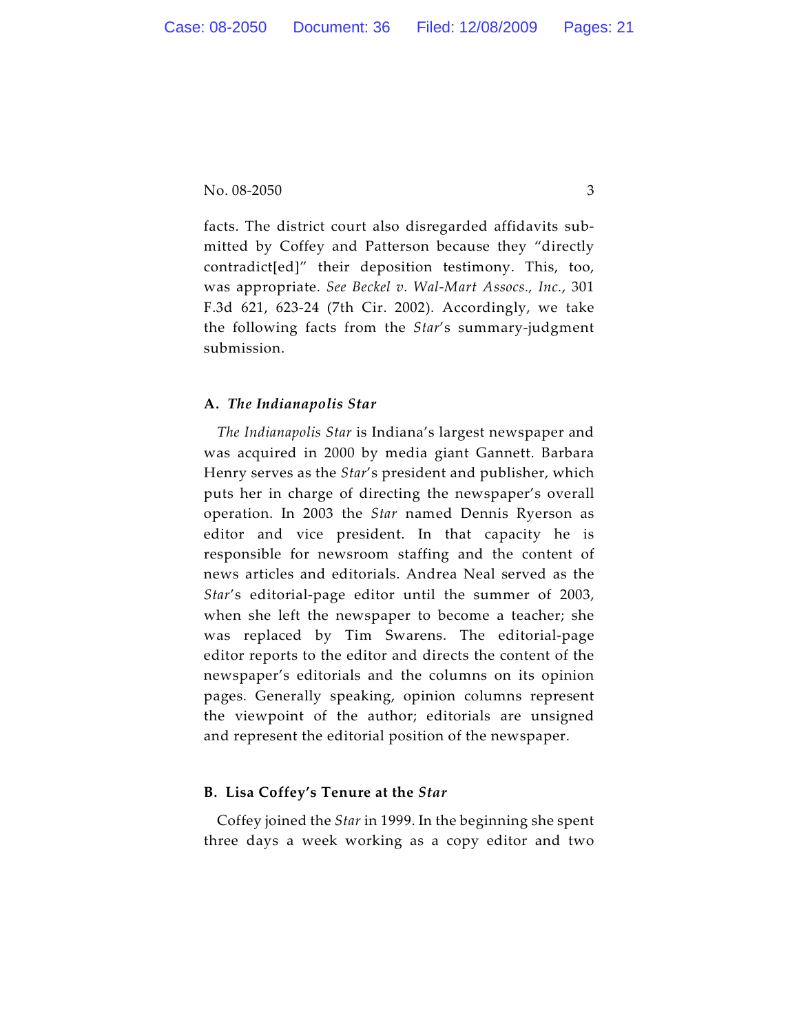facts. The district court also disregarded affidavits submitted by Coffey and Patterson because they "directly contradict[ed]" their deposition testimony. This, too, was appropriate. *See Beckel v. Wal-Mart Assocs., Inc.*, 301 F.3d 621, 623-24 (7th Cir. 2002). Accordingly, we take the following facts from the *Star*'s summary-judgment submission.

### A. *The Indianapolis Star*

*The Indianapolis Star* is Indiana's largest newspaper and was acquired in 2000 by media giant Gannett. Barbara Henry serves as the *Star*'s president and publisher, which puts her in charge of directing the newspaper's overall operation. In 2003 the *Star* named Dennis Ryerson as editor and vice president. In that capacity he is responsible for newsroom staffing and the content of news articles and editorials. Andrea Neal served as the *Star*'s editorial-page editor until the summer of 2003, when she left the newspaper to become a teacher; she was replaced by Tim Swarens. The editorial-page editor reports to the editor and directs the content of the newspaper's editorials and the columns on its opinion pages. Generally speaking, opinion columns represent the viewpoint of the author; editorials are unsigned and represent the editorial position of the newspaper.

### B. Lisa Coffey's Tenure at the *Star*

Coffey joined the *Star* in 1999. In the beginning she spent three days a week working as a copy editor and two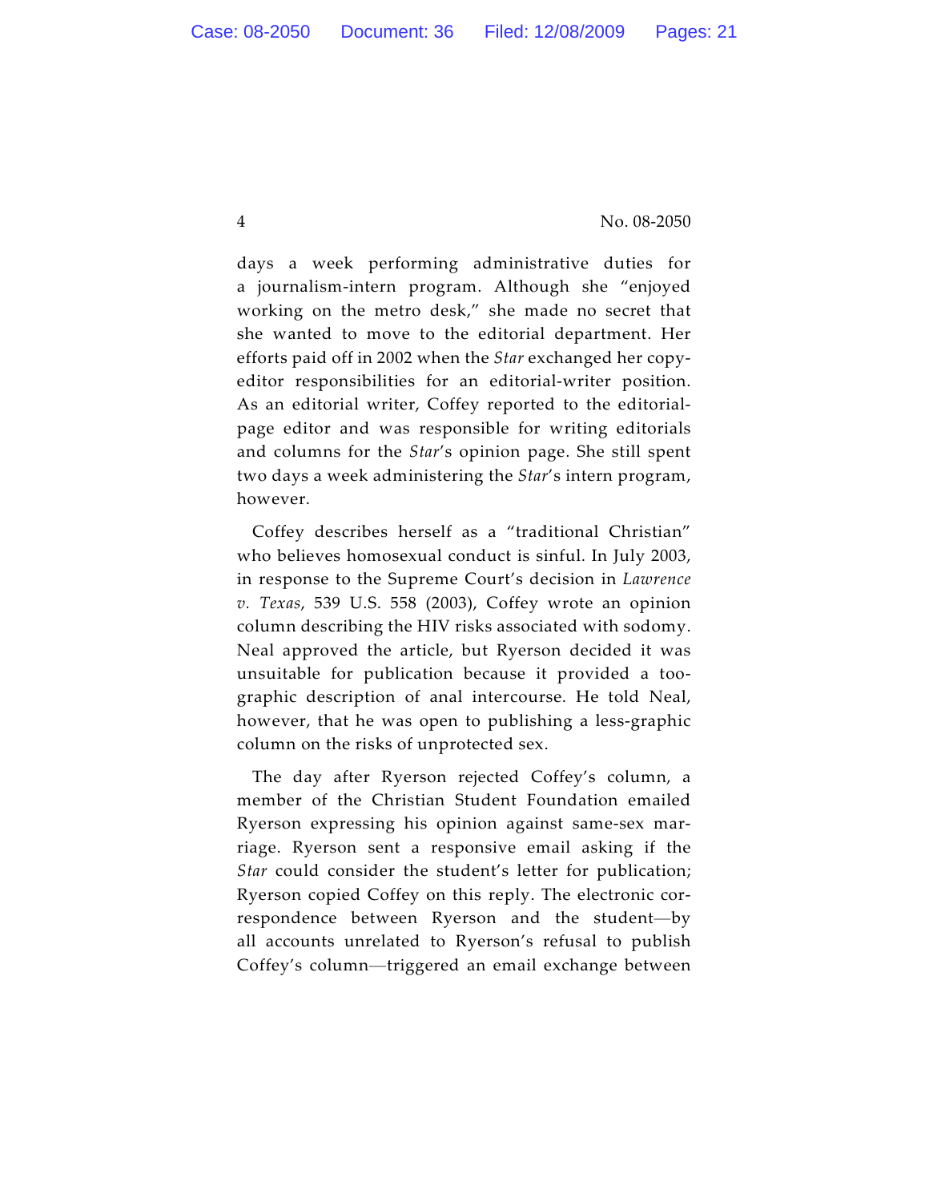days a week performing administrative duties for a journalism-intern program. Although she "enjoyed working on the metro desk," she made no secret that she wanted to move to the editorial department. Her efforts paid off in 2002 when the *Star* exchanged her copy-editor responsibilities for an editorial-writer position. As an editorial writer, Coffey reported to the editorial-page editor and was responsible for writing editorials and columns for the *Star*'s opinion page. She still spent two days a week administering the *Star*'s intern program, however.

Coffey describes herself as a "traditional Christian" who believes homosexual conduct is sinful. In July 2003, in response to the Supreme Court's decision in *Lawrence v. Texas*, 539 U.S. 558 (2003), Coffey wrote an opinion column describing the HIV risks associated with sodomy. Neal approved the article, but Ryerson decided it was unsuitable for publication because it provided a too-graphic description of anal intercourse. He told Neal, however, that he was open to publishing a less-graphic column on the risks of unprotected sex.

The day after Ryerson rejected Coffey's column, a member of the Christian Student Foundation emailed Ryerson expressing his opinion against same-sex marriage. Ryerson sent a responsive email asking if the *Star* could consider the student's letter for publication; Ryerson copied Coffey on this reply. The electronic correspondence between Ryerson and the student—by all accounts unrelated to Ryerson's refusal to publish Coffey's column—triggered an email exchange between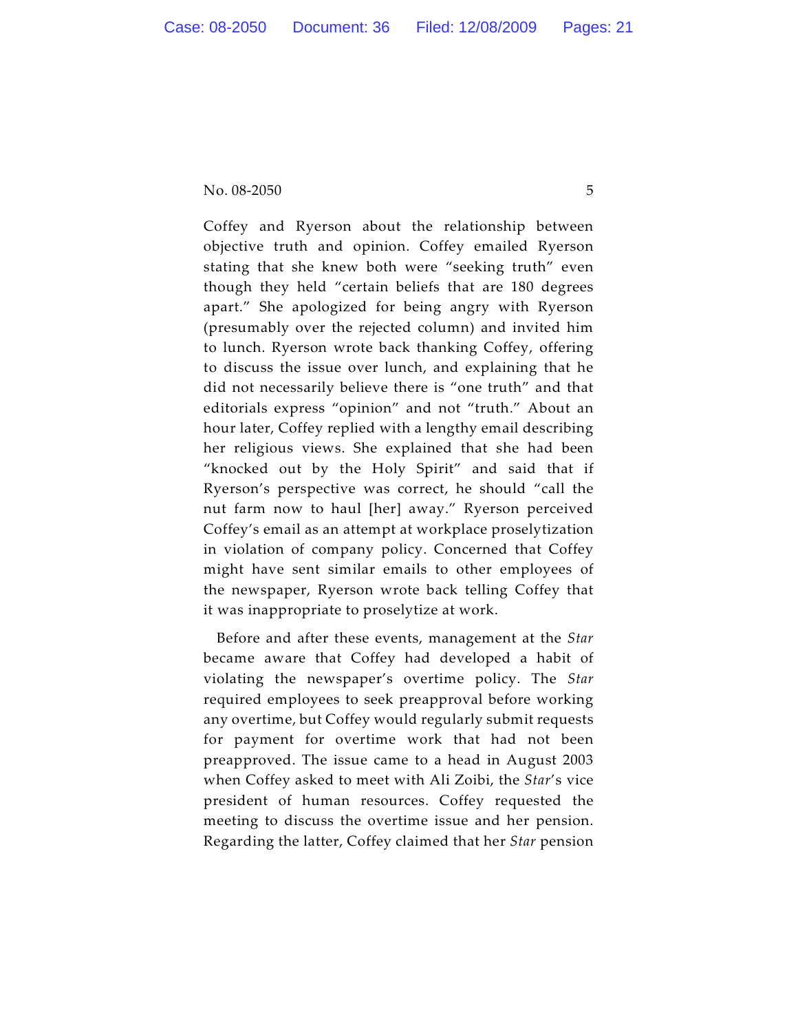Coffey and Ryerson about the relationship between objective truth and opinion. Coffey emailed Ryerson stating that she knew both were "seeking truth" even though they held "certain beliefs that are 180 degrees apart." She apologized for being angry with Ryerson (presumably over the rejected column) and invited him to lunch. Ryerson wrote back thanking Coffey, offering to discuss the issue over lunch, and explaining that he did not necessarily believe there is "one truth" and that editorials express "opinion" and not "truth." About an hour later, Coffey replied with a lengthy email describing her religious views. She explained that she had been "knocked out by the Holy Spirit" and said that if Ryerson's perspective was correct, he should "call the nut farm now to haul [her] away." Ryerson perceived Coffey's email as an attempt at workplace proselytization in violation of company policy. Concerned that Coffey might have sent similar emails to other employees of the newspaper, Ryerson wrote back telling Coffey that it was inappropriate to proselytize at work.

Before and after these events, management at the *Star* became aware that Coffey had developed a habit of violating the newspaper's overtime policy. The *Star* required employees to seek preapproval before working any overtime, but Coffey would regularly submit requests for payment for overtime work that had not been preapproved. The issue came to a head in August 2003 when Coffey asked to meet with Ali Zoibi, the *Star*'s vice president of human resources. Coffey requested the meeting to discuss the overtime issue and her pension. Regarding the latter, Coffey claimed that her *Star* pension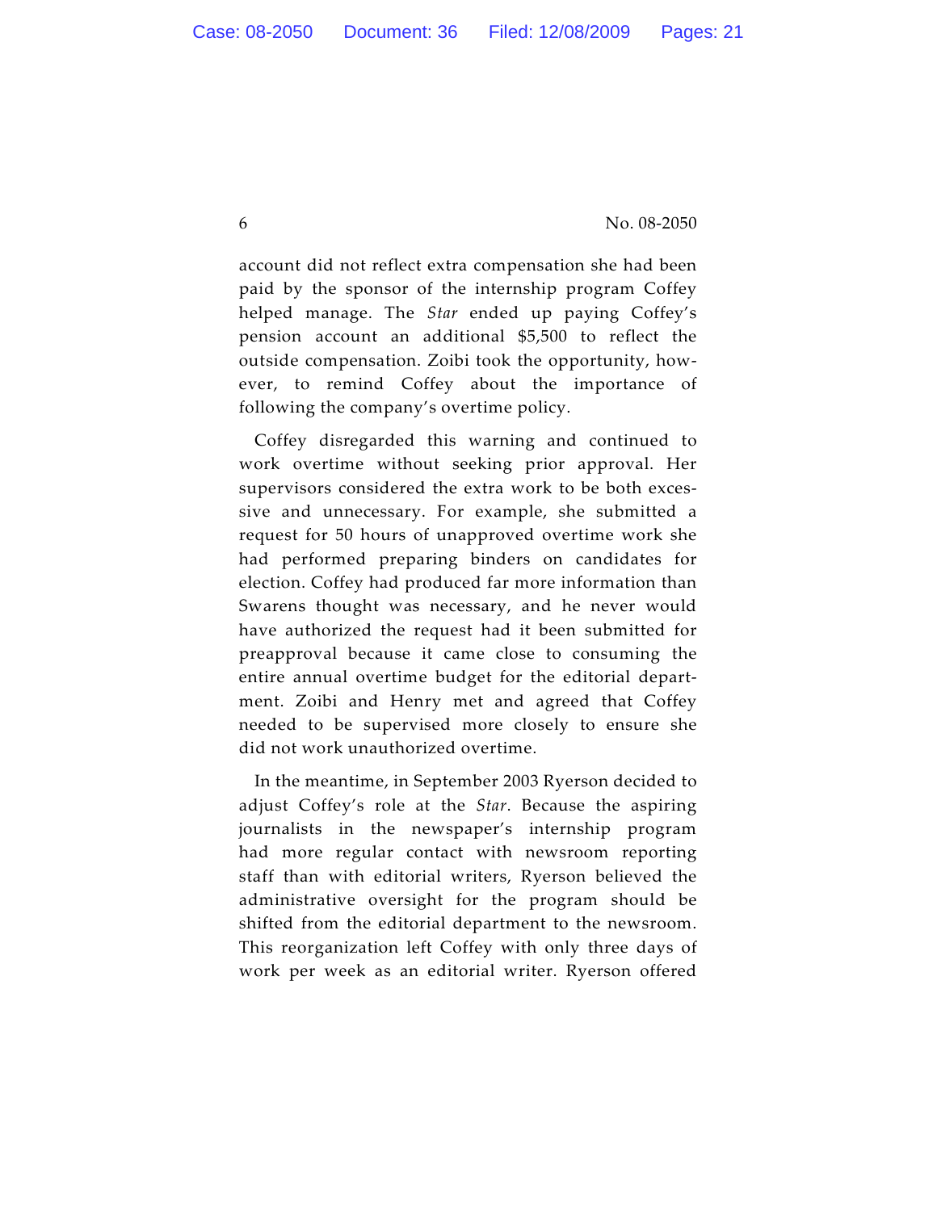account did not reflect extra compensation she had been paid by the sponsor of the internship program Coffey helped manage. The *Star* ended up paying Coffey's pension account an additional $5,500 to reflect the outside compensation. Zoibi took the opportunity, however, to remind Coffey about the importance of following the company's overtime policy.

Coffey disregarded this warning and continued to work overtime without seeking prior approval. Her supervisors considered the extra work to be both excessive and unnecessary. For example, she submitted a request for 50 hours of unapproved overtime work she had performed preparing binders on candidates for election. Coffey had produced far more information than Swarens thought was necessary, and he never would have authorized the request had it been submitted for preapproval because it came close to consuming the entire annual overtime budget for the editorial department. Zoibi and Henry met and agreed that Coffey needed to be supervised more closely to ensure she did not work unauthorized overtime.

In the meantime, in September 2003 Ryerson decided to adjust Coffey's role at the *Star*. Because the aspiring journalists in the newspaper's internship program had more regular contact with newsroom reporting staff than with editorial writers, Ryerson believed the administrative oversight for the program should be shifted from the editorial department to the newsroom. This reorganization left Coffey with only three days of work per week as an editorial writer. Ryerson offered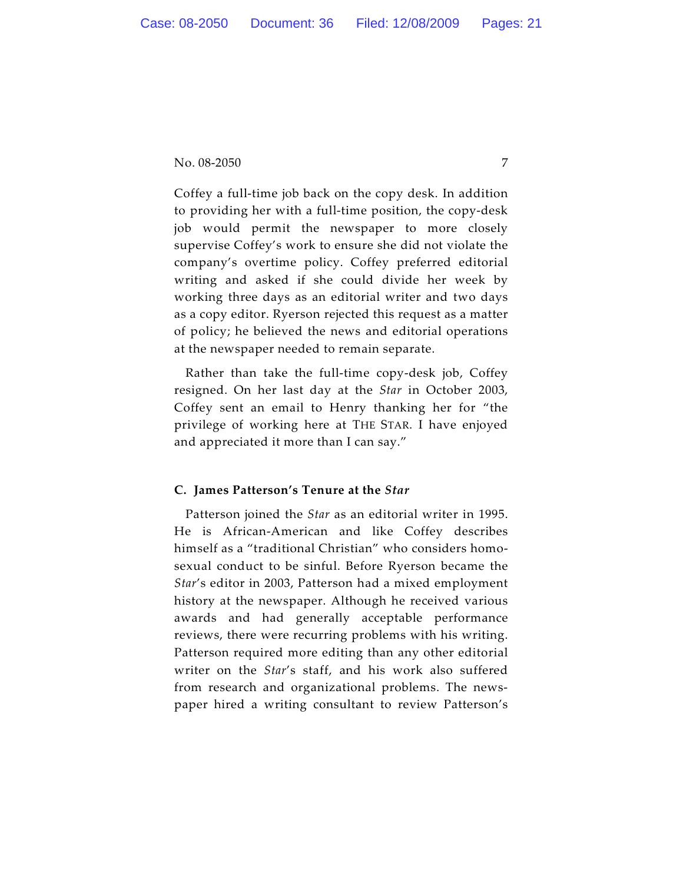Coffey a full-time job back on the copy desk. In addition to providing her with a full-time position, the copy-desk job would permit the newspaper to more closely supervise Coffey's work to ensure she did not violate the company's overtime policy. Coffey preferred editorial writing and asked if she could divide her week by working three days as an editorial writer and two days as a copy editor. Ryerson rejected this request as a matter of policy; he believed the news and editorial operations at the newspaper needed to remain separate.

Rather than take the full-time copy-desk job, Coffey resigned. On her last day at the *Star* in October 2003, Coffey sent an email to Henry thanking her for "the privilege of working here at THE STAR. I have enjoyed and appreciated it more than I can say."

### C. James Patterson's Tenure at the *Star*

Patterson joined the *Star* as an editorial writer in 1995. He is African-American and like Coffey describes himself as a "traditional Christian" who considers homosexual conduct to be sinful. Before Ryerson became the *Star*'s editor in 2003, Patterson had a mixed employment history at the newspaper. Although he received various awards and had generally acceptable performance reviews, there were recurring problems with his writing. Patterson required more editing than any other editorial writer on the *Star*'s staff, and his work also suffered from research and organizational problems. The newspaper hired a writing consultant to review Patterson's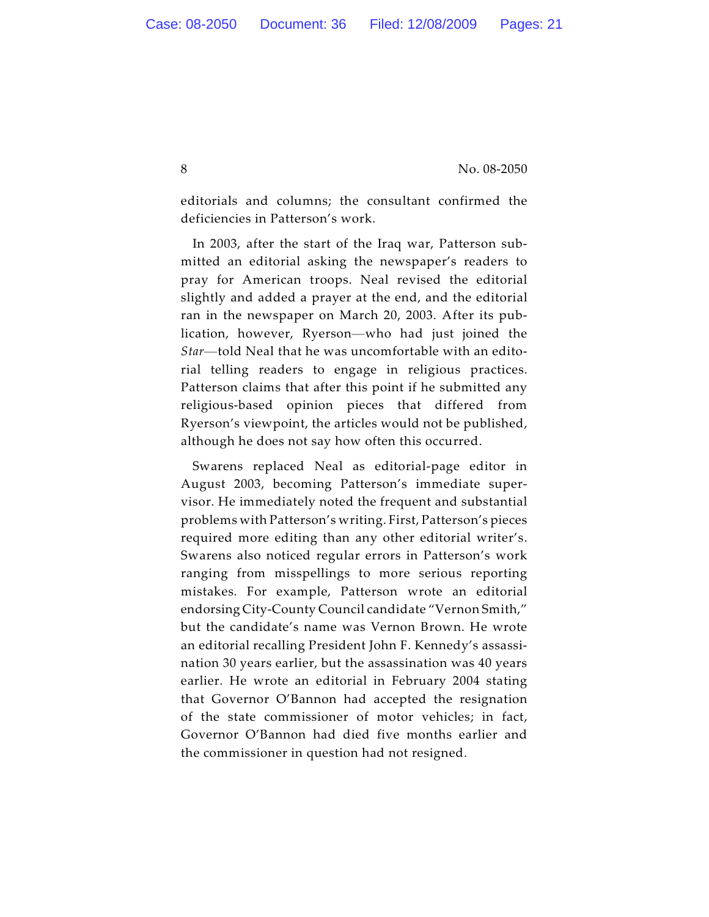editorials and columns; the consultant confirmed the deficiencies in Patterson's work.

In 2003, after the start of the Iraq war, Patterson submitted an editorial asking the newspaper's readers to pray for American troops. Neal revised the editorial slightly and added a prayer at the end, and the editorial ran in the newspaper on March 20, 2003. After its publication, however, Ryerson—who had just joined the *Star*—told Neal that he was uncomfortable with an editorial telling readers to engage in religious practices. Patterson claims that after this point if he submitted any religious-based opinion pieces that differed from Ryerson's viewpoint, the articles would not be published, although he does not say how often this occurred.

Swarens replaced Neal as editorial-page editor in August 2003, becoming Patterson's immediate supervisor. He immediately noted the frequent and substantial problems with Patterson's writing. First, Patterson's pieces required more editing than any other editorial writer's. Swarens also noticed regular errors in Patterson's work ranging from misspellings to more serious reporting mistakes. For example, Patterson wrote an editorial endorsing City-County Council candidate "Vernon Smith," but the candidate's name was Vernon Brown. He wrote an editorial recalling President John F. Kennedy's assassination 30 years earlier, but the assassination was 40 years earlier. He wrote an editorial in February 2004 stating that Governor O'Bannon had accepted the resignation of the state commissioner of motor vehicles; in fact, Governor O'Bannon had died five months earlier and the commissioner in question had not resigned.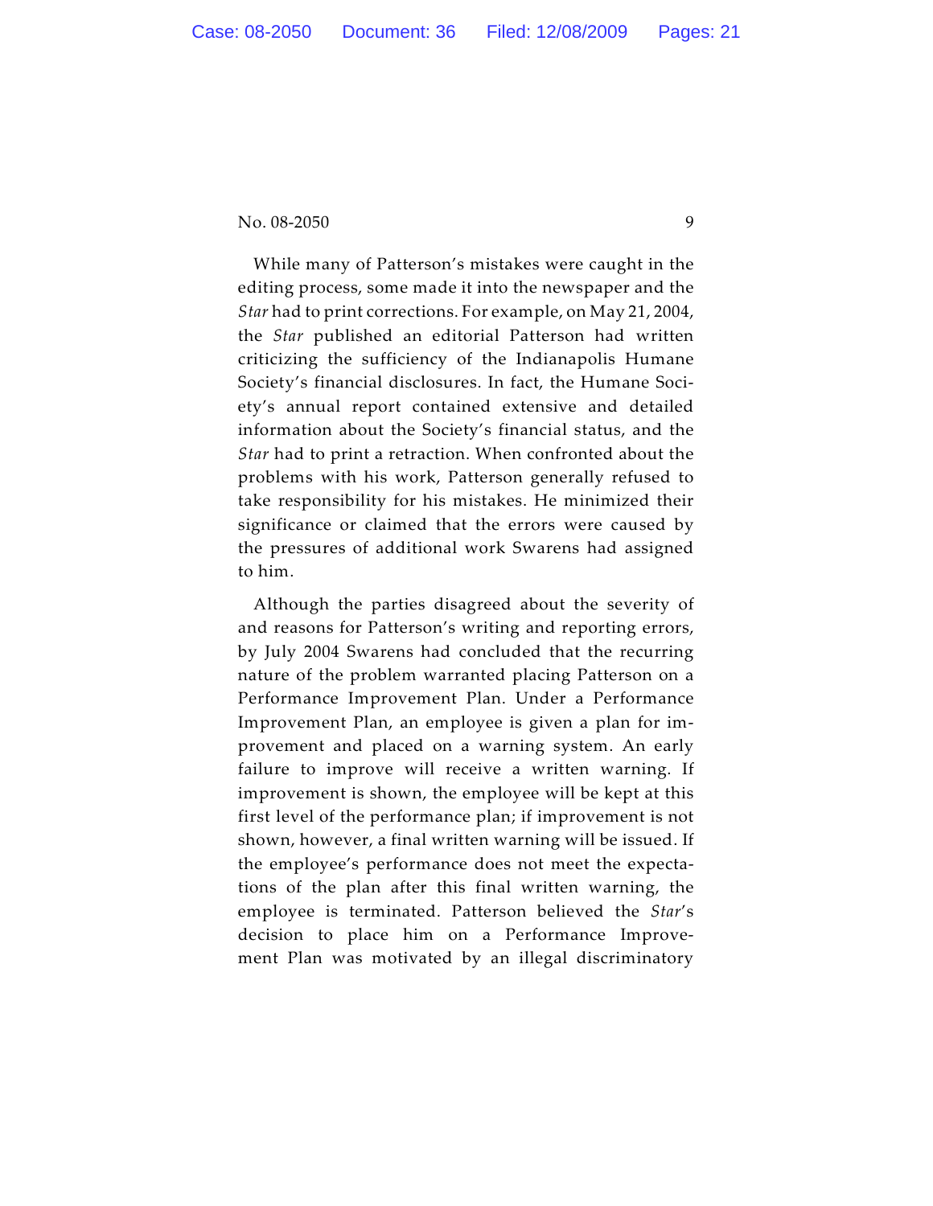While many of Patterson's mistakes were caught in the editing process, some made it into the newspaper and the *Star* had to print corrections. For example, on May 21, 2004, the *Star* published an editorial Patterson had written criticizing the sufficiency of the Indianapolis Humane Society's financial disclosures. In fact, the Humane Society's annual report contained extensive and detailed information about the Society's financial status, and the *Star* had to print a retraction. When confronted about the problems with his work, Patterson generally refused to take responsibility for his mistakes. He minimized their significance or claimed that the errors were caused by the pressures of additional work Swarens had assigned to him.

Although the parties disagreed about the severity of and reasons for Patterson's writing and reporting errors, by July 2004 Swarens had concluded that the recurring nature of the problem warranted placing Patterson on a Performance Improvement Plan. Under a Performance Improvement Plan, an employee is given a plan for improvement and placed on a warning system. An early failure to improve will receive a written warning. If improvement is shown, the employee will be kept at this first level of the performance plan; if improvement is not shown, however, a final written warning will be issued. If the employee's performance does not meet the expectations of the plan after this final written warning, the employee is terminated. Patterson believed the *Star*'s decision to place him on a Performance Improvement Plan was motivated by an illegal discriminatory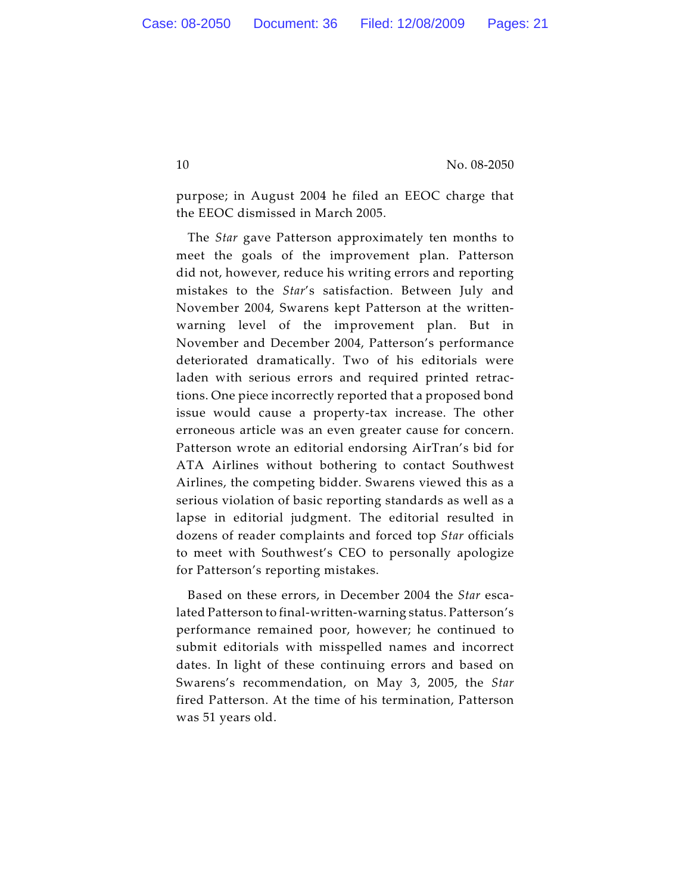purpose; in August 2004 he filed an EEOC charge that the EEOC dismissed in March 2005.

The *Star* gave Patterson approximately ten months to meet the goals of the improvement plan. Patterson did not, however, reduce his writing errors and reporting mistakes to the *Star*'s satisfaction. Between July and November 2004, Swarens kept Patterson at the written-warning level of the improvement plan. But in November and December 2004, Patterson's performance deteriorated dramatically. Two of his editorials were laden with serious errors and required printed retractions. One piece incorrectly reported that a proposed bond issue would cause a property-tax increase. The other erroneous article was an even greater cause for concern. Patterson wrote an editorial endorsing AirTran's bid for ATA Airlines without bothering to contact Southwest Airlines, the competing bidder. Swarens viewed this as a serious violation of basic reporting standards as well as a lapse in editorial judgment. The editorial resulted in dozens of reader complaints and forced top *Star* officials to meet with Southwest's CEO to personally apologize for Patterson's reporting mistakes.

Based on these errors, in December 2004 the *Star* escalated Patterson to final-written-warning status. Patterson's performance remained poor, however; he continued to submit editorials with misspelled names and incorrect dates. In light of these continuing errors and based on Swarens's recommendation, on May 3, 2005, the *Star* fired Patterson. At the time of his termination, Patterson was 51 years old.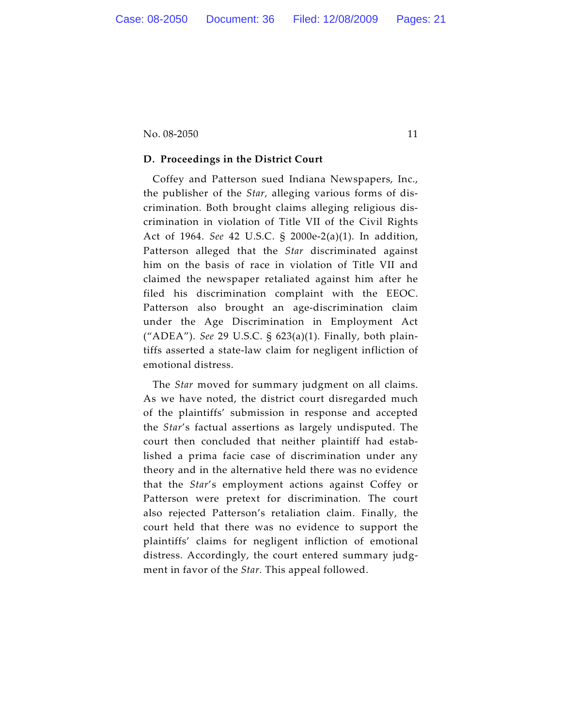### D. Proceedings in the District Court

Coffey and Patterson sued Indiana Newspapers, Inc., the publisher of the *Star*, alleging various forms of discrimination. Both brought claims alleging religious discrimination in violation of Title VII of the Civil Rights Act of 1964. *See* 42 U.S.C. § 2000e-2(a)(1). In addition, Patterson alleged that the *Star* discriminated against him on the basis of race in violation of Title VII and claimed the newspaper retaliated against him after he filed his discrimination complaint with the EEOC. Patterson also brought an age-discrimination claim under the Age Discrimination in Employment Act ("ADEA"). *See* 29 U.S.C. § 623(a)(1). Finally, both plaintiffs asserted a state-law claim for negligent infliction of emotional distress.

The *Star* moved for summary judgment on all claims. As we have noted, the district court disregarded much of the plaintiffs' submission in response and accepted the *Star*'s factual assertions as largely undisputed. The court then concluded that neither plaintiff had established a prima facie case of discrimination under any theory and in the alternative held there was no evidence that the *Star*'s employment actions against Coffey or Patterson were pretext for discrimination. The court also rejected Patterson's retaliation claim. Finally, the court held that there was no evidence to support the plaintiffs' claims for negligent infliction of emotional distress. Accordingly, the court entered summary judgment in favor of the *Star.* This appeal followed.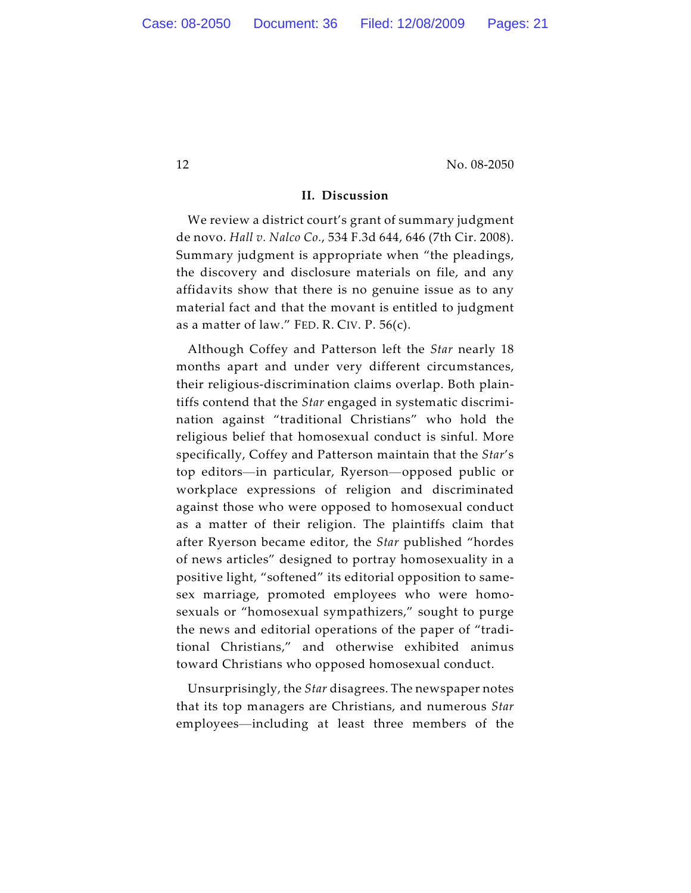## II. Discussion

We review a district court's grant of summary judgment de novo. *Hall v. Nalco Co.*, 534 F.3d 644, 646 (7th Cir. 2008). Summary judgment is appropriate when "the pleadings, the discovery and disclosure materials on file, and any affidavits show that there is no genuine issue as to any material fact and that the movant is entitled to judgment as a matter of law." FED. R. CIV. P. 56(c).

Although Coffey and Patterson left the *Star* nearly 18 months apart and under very different circumstances, their religious-discrimination claims overlap. Both plaintiffs contend that the *Star* engaged in systematic discrimination against "traditional Christians" who hold the religious belief that homosexual conduct is sinful. More specifically, Coffey and Patterson maintain that the *Star*'s top editors—in particular, Ryerson—opposed public or workplace expressions of religion and discriminated against those who were opposed to homosexual conduct as a matter of their religion. The plaintiffs claim that after Ryerson became editor, the *Star* published "hordes of news articles" designed to portray homosexuality in a positive light, "softened" its editorial opposition to same-sex marriage, promoted employees who were homosexuals or "homosexual sympathizers," sought to purge the news and editorial operations of the paper of "traditional Christians," and otherwise exhibited animus toward Christians who opposed homosexual conduct.

Unsurprisingly, the *Star* disagrees. The newspaper notes that its top managers are Christians, and numerous *Star* employees—including at least three members of the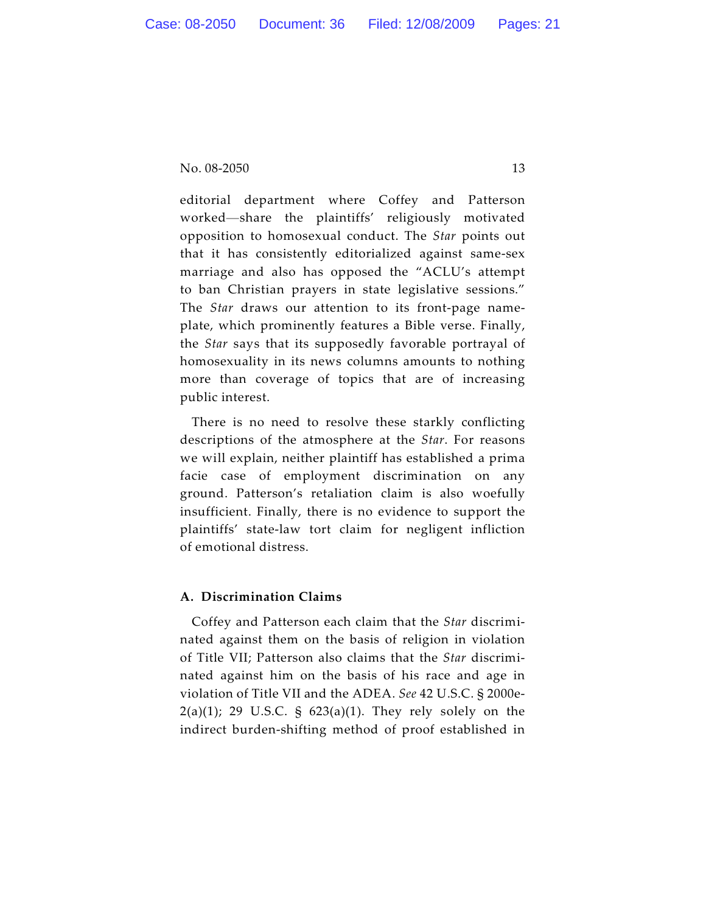editorial department where Coffey and Patterson worked—share the plaintiffs' religiously motivated opposition to homosexual conduct. The *Star* points out that it has consistently editorialized against same-sex marriage and also has opposed the "ACLU's attempt to ban Christian prayers in state legislative sessions." The *Star* draws our attention to its front-page nameplate, which prominently features a Bible verse. Finally, the *Star* says that its supposedly favorable portrayal of homosexuality in its news columns amounts to nothing more than coverage of topics that are of increasing public interest.

There is no need to resolve these starkly conflicting descriptions of the atmosphere at the *Star*. For reasons we will explain, neither plaintiff has established a prima facie case of employment discrimination on any ground. Patterson's retaliation claim is also woefully insufficient. Finally, there is no evidence to support the plaintiffs' state-law tort claim for negligent infliction of emotional distress.

### A. Discrimination Claims

Coffey and Patterson each claim that the *Star* discriminated against them on the basis of religion in violation of Title VII; Patterson also claims that the *Star* discriminated against him on the basis of his race and age in violation of Title VII and the ADEA. *See* 42 U.S.C. § 2000e-2(a)(1); 29 U.S.C. § 623(a)(1). They rely solely on the indirect burden-shifting method of proof established in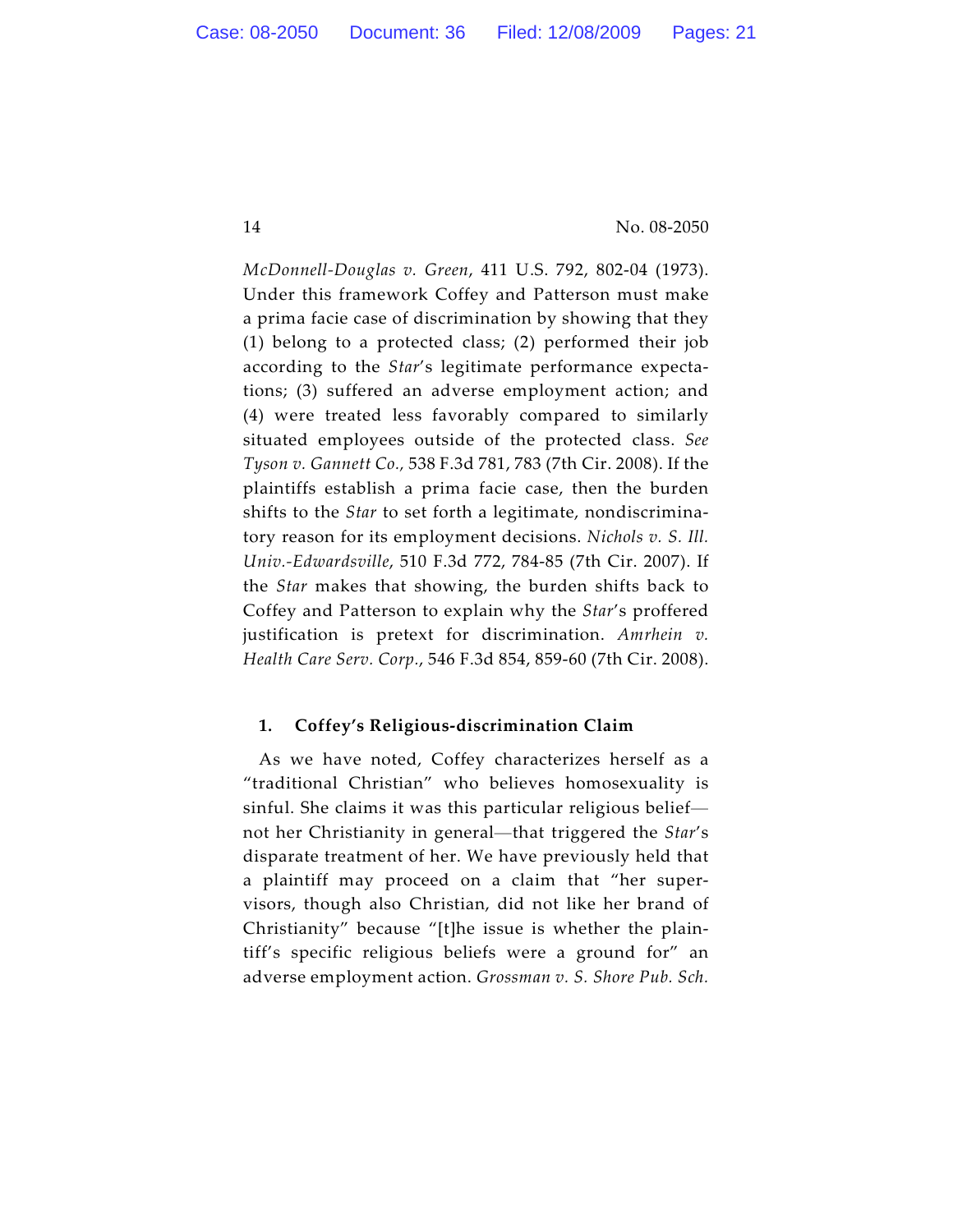*McDonnell-Douglas v. Green*, 411 U.S. 792, 802-04 (1973). Under this framework Coffey and Patterson must make a prima facie case of discrimination by showing that they (1) belong to a protected class; (2) performed their job according to the *Star*'s legitimate performance expectations; (3) suffered an adverse employment action; and (4) were treated less favorably compared to similarly situated employees outside of the protected class. *See Tyson v. Gannett Co.*, 538 F.3d 781, 783 (7th Cir. 2008). If the plaintiffs establish a prima facie case, then the burden shifts to the *Star* to set forth a legitimate, nondiscriminatory reason for its employment decisions. *Nichols v. S. Ill. Univ.-Edwardsville*, 510 F.3d 772, 784-85 (7th Cir. 2007). If the *Star* makes that showing, the burden shifts back to Coffey and Patterson to explain why the *Star*'s proffered justification is pretext for discrimination. *Amrhein v. Health Care Serv. Corp.*, 546 F.3d 854, 859-60 (7th Cir. 2008).

### 1. Coffey's Religious-discrimination Claim

As we have noted, Coffey characterizes herself as a "traditional Christian" who believes homosexuality is sinful. She claims it was this particular religious belief—not her Christianity in general—that triggered the *Star*'s disparate treatment of her. We have previously held that a plaintiff may proceed on a claim that "her supervisors, though also Christian, did not like her brand of Christianity" because "[t]he issue is whether the plaintiff's specific religious beliefs were a ground for" an adverse employment action. *Grossman v. S. Shore Pub. Sch.*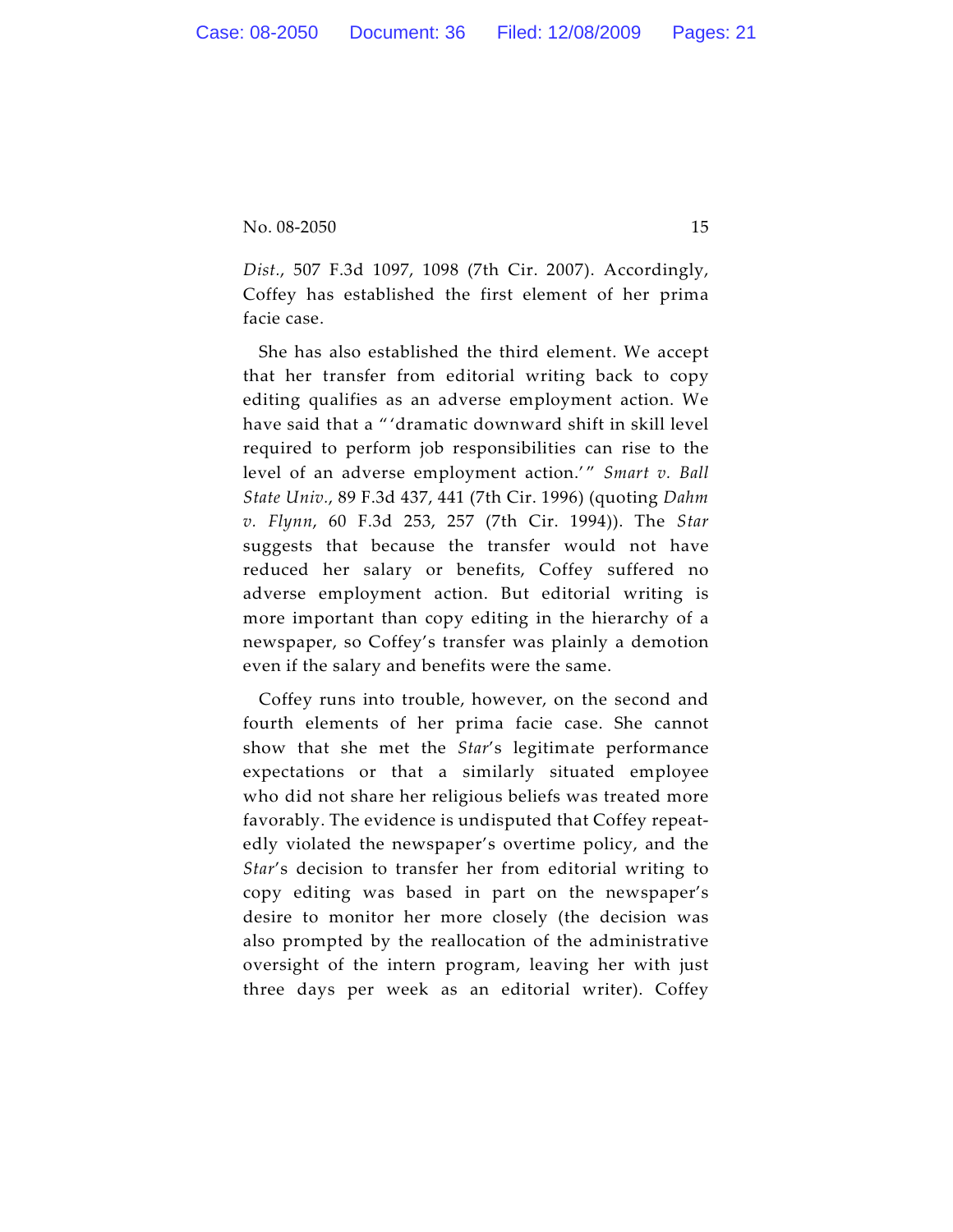*Dist.*, 507 F.3d 1097, 1098 (7th Cir. 2007). Accordingly, Coffey has established the first element of her prima facie case.

She has also established the third element. We accept that her transfer from editorial writing back to copy editing qualifies as an adverse employment action. We have said that a "'dramatic downward shift in skill level required to perform job responsibilities can rise to the level of an adverse employment action.'" *Smart v. Ball State Univ.*, 89 F.3d 437, 441 (7th Cir. 1996) (quoting *Dahm v. Flynn*, 60 F.3d 253, 257 (7th Cir. 1994)). The *Star* suggests that because the transfer would not have reduced her salary or benefits, Coffey suffered no adverse employment action. But editorial writing is more important than copy editing in the hierarchy of a newspaper, so Coffey's transfer was plainly a demotion even if the salary and benefits were the same.

Coffey runs into trouble, however, on the second and fourth elements of her prima facie case. She cannot show that she met the *Star*'s legitimate performance expectations or that a similarly situated employee who did not share her religious beliefs was treated more favorably. The evidence is undisputed that Coffey repeatedly violated the newspaper's overtime policy, and the *Star*'s decision to transfer her from editorial writing to copy editing was based in part on the newspaper's desire to monitor her more closely (the decision was also prompted by the reallocation of the administrative oversight of the intern program, leaving her with just three days per week as an editorial writer). Coffey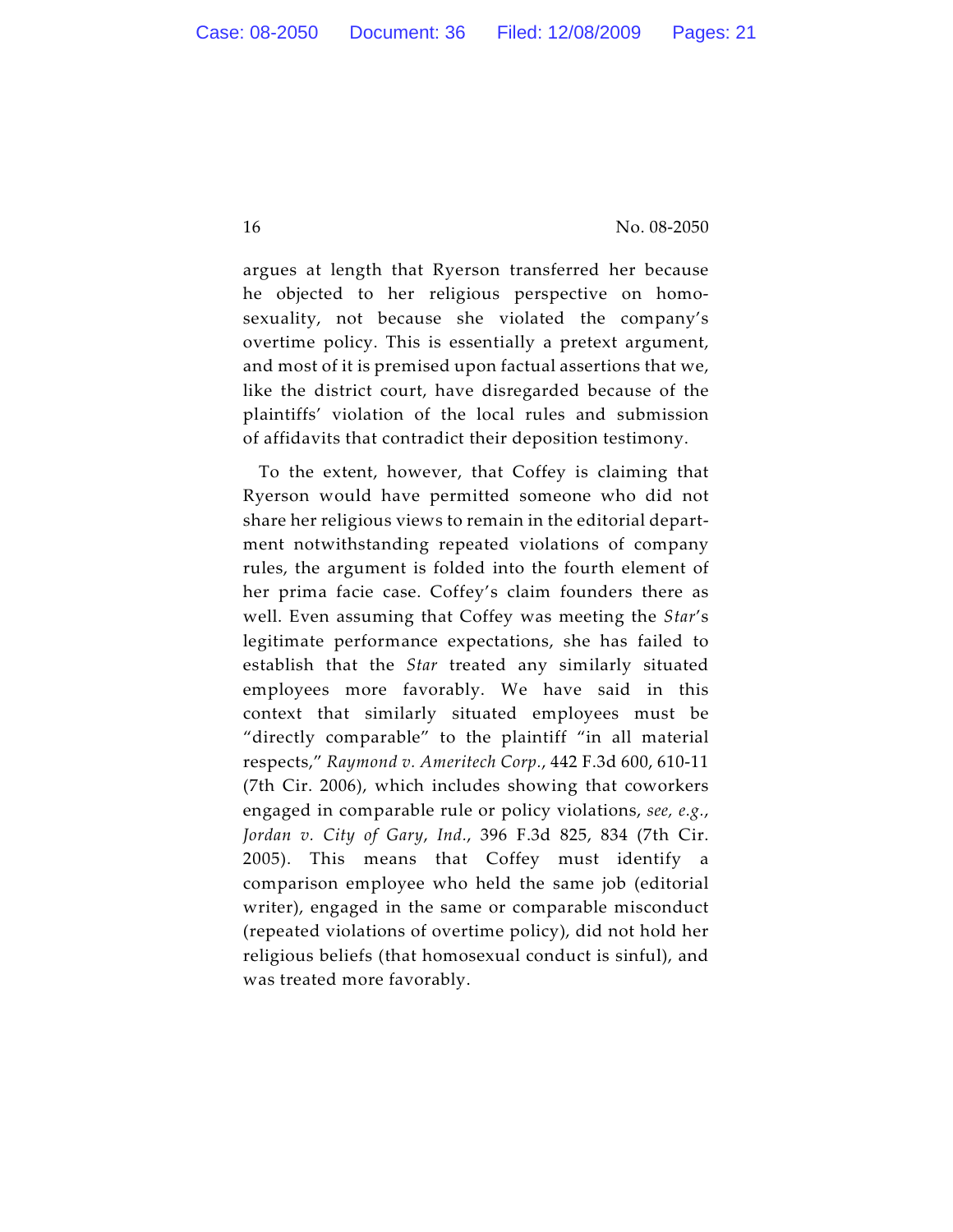argues at length that Ryerson transferred her because he objected to her religious perspective on homosexuality, not because she violated the company's overtime policy. This is essentially a pretext argument, and most of it is premised upon factual assertions that we, like the district court, have disregarded because of the plaintiffs' violation of the local rules and submission of affidavits that contradict their deposition testimony.

To the extent, however, that Coffey is claiming that Ryerson would have permitted someone who did not share her religious views to remain in the editorial department notwithstanding repeated violations of company rules, the argument is folded into the fourth element of her prima facie case. Coffey's claim founders there as well. Even assuming that Coffey was meeting the *Star*'s legitimate performance expectations, she has failed to establish that the *Star* treated any similarly situated employees more favorably. We have said in this context that similarly situated employees must be "directly comparable" to the plaintiff "in all material respects," *Raymond v. Ameritech Corp.*, 442 F.3d 600, 610-11 (7th Cir. 2006), which includes showing that coworkers engaged in comparable rule or policy violations, *see, e.g.*, *Jordan v. City of Gary, Ind.*, 396 F.3d 825, 834 (7th Cir. 2005). This means that Coffey must identify a comparison employee who held the same job (editorial writer), engaged in the same or comparable misconduct (repeated violations of overtime policy), did not hold her religious beliefs (that homosexual conduct is sinful), and was treated more favorably.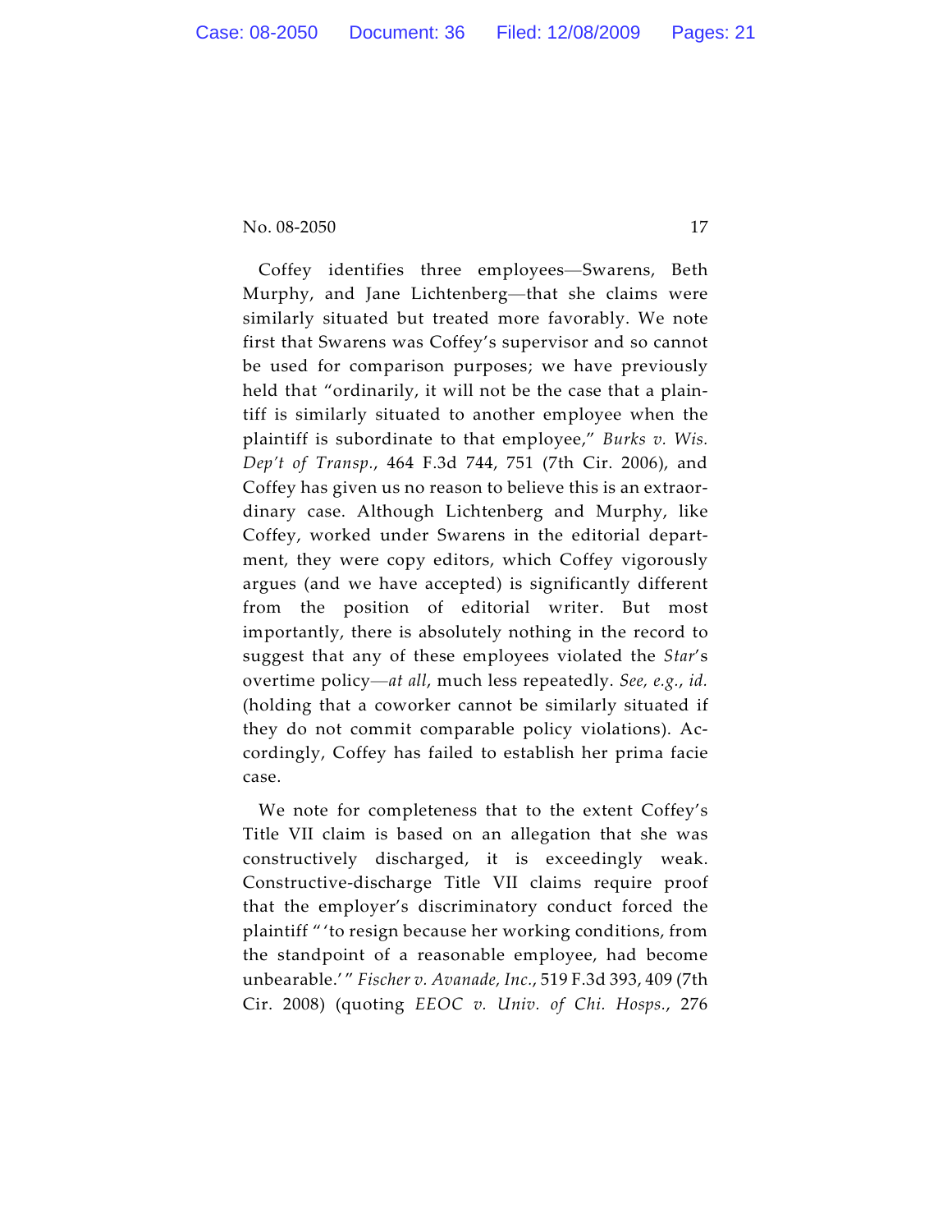Coffey identifies three employees—Swarens, Beth Murphy, and Jane Lichtenberg—that she claims were similarly situated but treated more favorably. We note first that Swarens was Coffey's supervisor and so cannot be used for comparison purposes; we have previously held that "ordinarily, it will not be the case that a plaintiff is similarly situated to another employee when the plaintiff is subordinate to that employee," *Burks v. Wis. Dep't of Transp.*, 464 F.3d 744, 751 (7th Cir. 2006), and Coffey has given us no reason to believe this is an extraordinary case. Although Lichtenberg and Murphy, like Coffey, worked under Swarens in the editorial department, they were copy editors, which Coffey vigorously argues (and we have accepted) is significantly different from the position of editorial writer. But most importantly, there is absolutely nothing in the record to suggest that any of these employees violated the *Star*'s overtime policy—*at all*, much less repeatedly. *See, e.g.*, *id.* (holding that a coworker cannot be similarly situated if they do not commit comparable policy violations). Accordingly, Coffey has failed to establish her prima facie case.

We note for completeness that to the extent Coffey's Title VII claim is based on an allegation that she was constructively discharged, it is exceedingly weak. Constructive-discharge Title VII claims require proof that the employer's discriminatory conduct forced the plaintiff "'to resign because her working conditions, from the standpoint of a reasonable employee, had become unbearable.'" *Fischer v. Avanade, Inc.*, 519 F.3d 393, 409 (7th Cir. 2008) (quoting *EEOC v. Univ. of Chi. Hosps.*, 276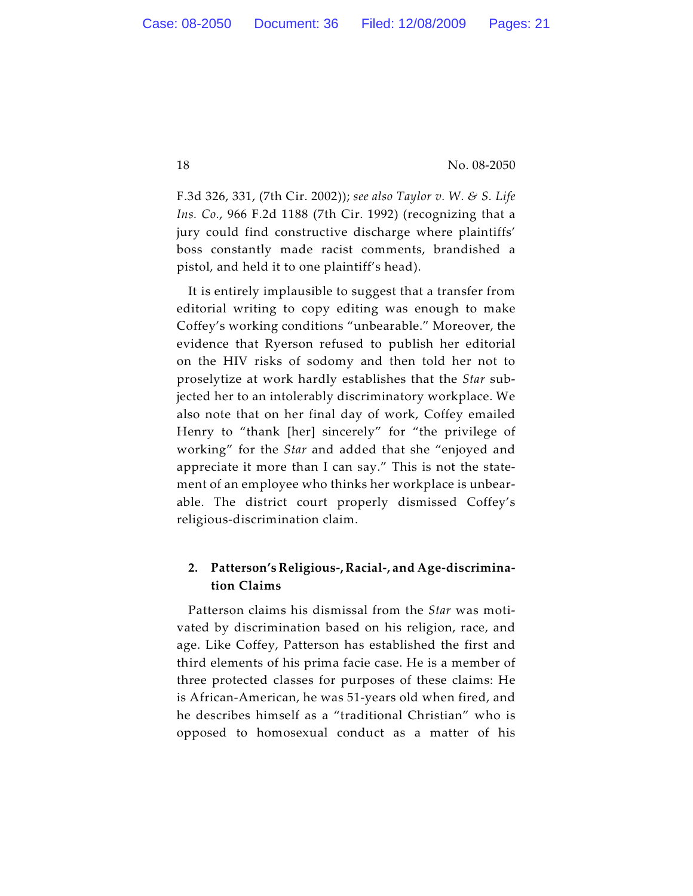F.3d 326, 331, (7th Cir. 2002)); *see also Taylor v. W. & S. Life Ins. Co.*, 966 F.2d 1188 (7th Cir. 1992) (recognizing that a jury could find constructive discharge where plaintiffs' boss constantly made racist comments, brandished a pistol, and held it to one plaintiff's head).

It is entirely implausible to suggest that a transfer from editorial writing to copy editing was enough to make Coffey's working conditions "unbearable." Moreover, the evidence that Ryerson refused to publish her editorial on the HIV risks of sodomy and then told her not to proselytize at work hardly establishes that the *Star* subjected her to an intolerably discriminatory workplace. We also note that on her final day of work, Coffey emailed Henry to "thank [her] sincerely" for "the privilege of working" for the *Star* and added that she "enjoyed and appreciate it more than I can say." This is not the statement of an employee who thinks her workplace is unbearable. The district court properly dismissed Coffey's religious-discrimination claim.

### 2. Patterson's Religious-, Racial-, and Age-discrimination Claims

Patterson claims his dismissal from the *Star* was motivated by discrimination based on his religion, race, and age. Like Coffey, Patterson has established the first and third elements of his prima facie case. He is a member of three protected classes for purposes of these claims: He is African-American, he was 51-years old when fired, and he describes himself as a "traditional Christian" who is opposed to homosexual conduct as a matter of his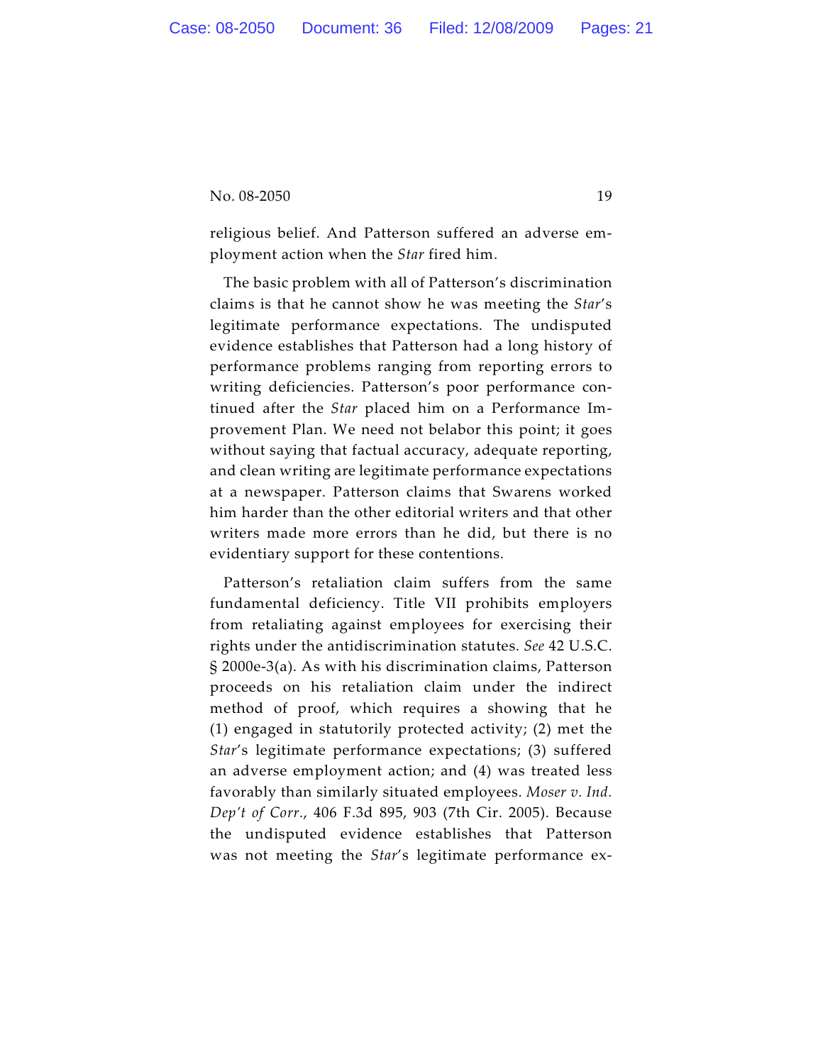religious belief. And Patterson suffered an adverse employment action when the *Star* fired him.

The basic problem with all of Patterson's discrimination claims is that he cannot show he was meeting the *Star*'s legitimate performance expectations. The undisputed evidence establishes that Patterson had a long history of performance problems ranging from reporting errors to writing deficiencies. Patterson's poor performance continued after the *Star* placed him on a Performance Improvement Plan. We need not belabor this point; it goes without saying that factual accuracy, adequate reporting, and clean writing are legitimate performance expectations at a newspaper. Patterson claims that Swarens worked him harder than the other editorial writers and that other writers made more errors than he did, but there is no evidentiary support for these contentions.

Patterson's retaliation claim suffers from the same fundamental deficiency. Title VII prohibits employers from retaliating against employees for exercising their rights under the antidiscrimination statutes. *See* 42 U.S.C. § 2000e-3(a). As with his discrimination claims, Patterson proceeds on his retaliation claim under the indirect method of proof, which requires a showing that he (1) engaged in statutorily protected activity; (2) met the *Star*'s legitimate performance expectations; (3) suffered an adverse employment action; and (4) was treated less favorably than similarly situated employees. *Moser v. Ind. Dep't of Corr.*, 406 F.3d 895, 903 (7th Cir. 2005). Because the undisputed evidence establishes that Patterson was not meeting the *Star*'s legitimate performance ex-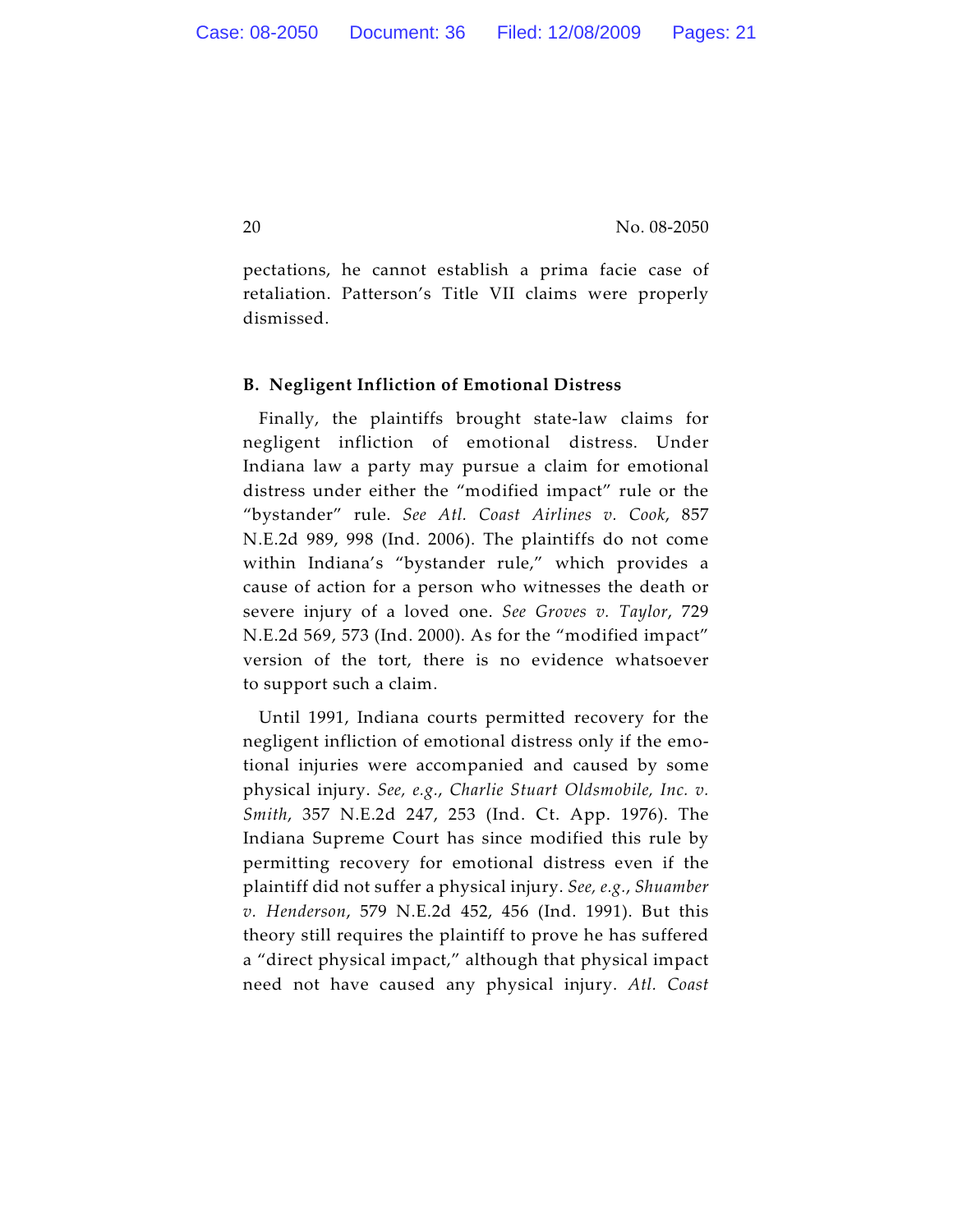pectations, he cannot establish a prima facie case of retaliation. Patterson's Title VII claims were properly dismissed.

### B. Negligent Infliction of Emotional Distress

Finally, the plaintiffs brought state-law claims for negligent infliction of emotional distress. Under Indiana law a party may pursue a claim for emotional distress under either the "modified impact" rule or the "bystander" rule. *See Atl. Coast Airlines v. Cook*, 857 N.E.2d 989, 998 (Ind. 2006). The plaintiffs do not come within Indiana's "bystander rule," which provides a cause of action for a person who witnesses the death or severe injury of a loved one. *See Groves v. Taylor*, 729 N.E.2d 569, 573 (Ind. 2000). As for the "modified impact" version of the tort, there is no evidence whatsoever to support such a claim.

Until 1991, Indiana courts permitted recovery for the negligent infliction of emotional distress only if the emotional injuries were accompanied and caused by some physical injury. *See, e.g.*, *Charlie Stuart Oldsmobile, Inc. v. Smith*, 357 N.E.2d 247, 253 (Ind. Ct. App. 1976). The Indiana Supreme Court has since modified this rule by permitting recovery for emotional distress even if the plaintiff did not suffer a physical injury. *See, e.g.*, *Shuamber v. Henderson*, 579 N.E.2d 452, 456 (Ind. 1991). But this theory still requires the plaintiff to prove he has suffered a "direct physical impact," although that physical impact need not have caused any physical injury. *Atl. Coast*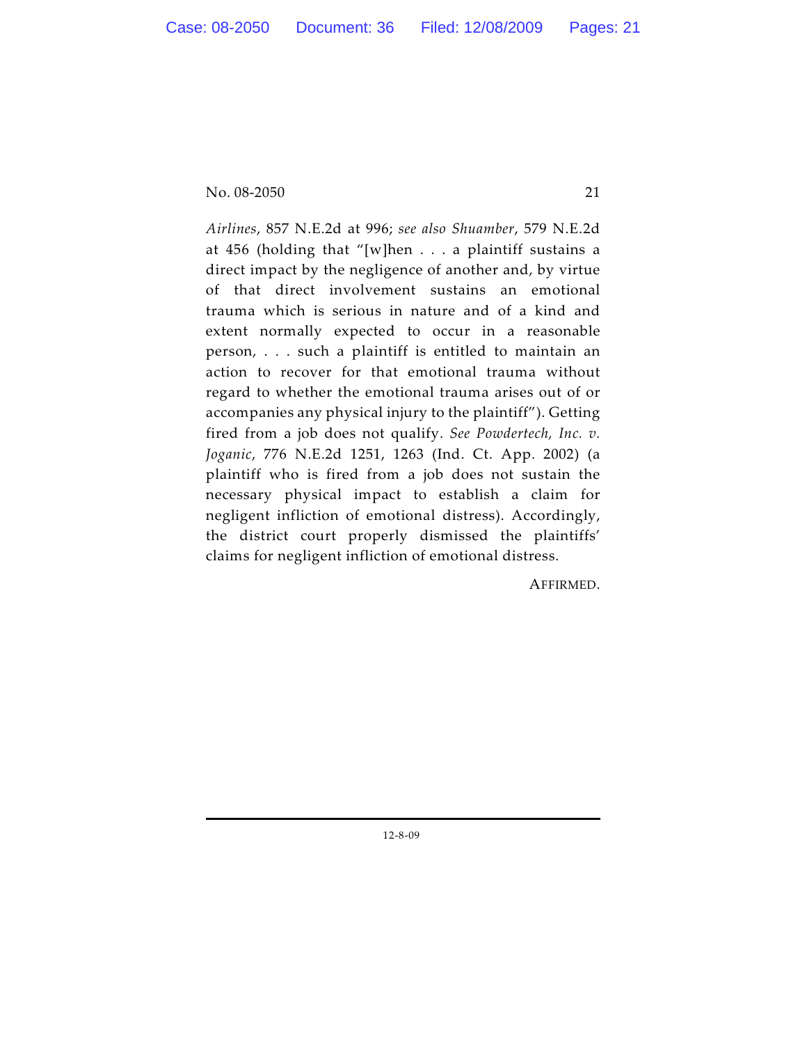*Airlines*, 857 N.E.2d at 996; *see also Shuamber*, 579 N.E.2d at 456 (holding that "[w]hen . . . a plaintiff sustains a direct impact by the negligence of another and, by virtue of that direct involvement sustains an emotional trauma which is serious in nature and of a kind and extent normally expected to occur in a reasonable person, . . . such a plaintiff is entitled to maintain an action to recover for that emotional trauma without regard to whether the emotional trauma arises out of or accompanies any physical injury to the plaintiff"). Getting fired from a job does not qualify. *See Powdertech, Inc. v. Joganic*, 776 N.E.2d 1251, 1263 (Ind. Ct. App. 2002) (a plaintiff who is fired from a job does not sustain the necessary physical impact to establish a claim for negligent infliction of emotional distress). Accordingly, the district court properly dismissed the plaintiffs' claims for negligent infliction of emotional distress.

AFFIRMED.

12-8-09